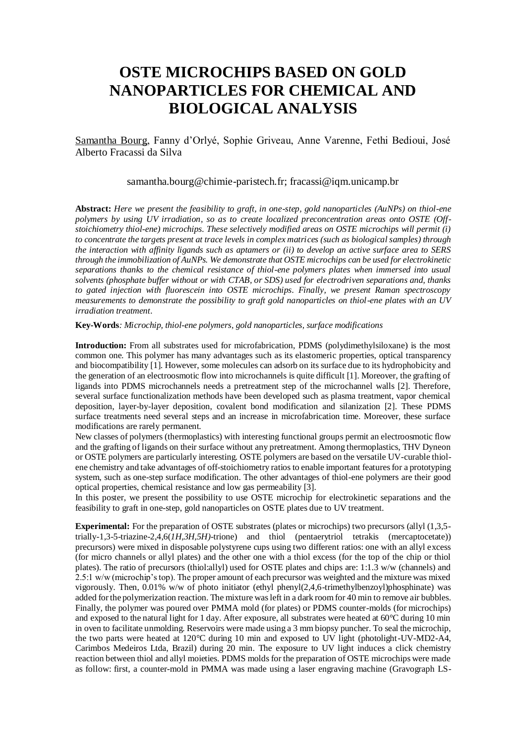# OSTE MICROCHIPS BASED ON GOLD NANOPARTICLES FOR CHEMICAL AND BIOLOGICAL ANALYSIS

Samantha Bourg, Fanny d'Orlyé, Sophie Griveau, Anne Varenne, Fethi Bedioui, José Alberto Fracassi da Silva

samantha.bourg@chimie-paristech.fr; fracassi@iqm.unicamp.br

**Abstract:** *Here we present the feasibility to graft, in one-step, gold nanoparticles (AuNPs) on thiol-ene polymers by using UV irradiation, so as to create localized preconcentration areas onto OSTE (Off-stoichiometry thiol-ene) microchips. These selectively modified areas on OSTE microchips will permit (i) to concentrate the targets present at trace levels in complex matrices (such as biological samples) through the interaction with affinity ligands such as aptamers or (ii) to develop an active surface area to SERS through the immobilization of AuNPs. We demonstrate that OSTE microchips can be used for electrokinetic separations thanks to the chemical resistance of thiol-ene polymers plates when immersed into usual solvents (phosphate buffer without or with CTAB, or SDS) used for electrodriven separations and, thanks to gated injection with fluorescein into OSTE microchips. Finally, we present Raman spectroscopy measurements to demonstrate the possibility to graft gold nanoparticles on thiol-ene plates with an UV irradiation treatment.*

**Key-Words***: Microchip, thiol-ene polymers, gold nanoparticles, surface modifications*

**Introduction:** From all substrates used for microfabrication, PDMS (polydimethylsiloxane) is the most common one. This polymer has many advantages such as its elastomeric properties, optical transparency and biocompatibility [1]. However, some molecules can adsorb on its surface due to its hydrophobicity and the generation of an electroosmotic flow into microchannels is quite difficult [1]. Moreover, the grafting of ligands into PDMS microchannels needs a pretreatment step of the microchannel walls [2]. Therefore, several surface functionalization methods have been developed such as plasma treatment, vapor chemical deposition, layer-by-layer deposition, covalent bond modification and silanization [2]. These PDMS surface treatments need several steps and an increase in microfabrication time. Moreover, these surface modifications are rarely permanent.

New classes of polymers (thermoplastics) with interesting functional groups permit an electroosmotic flow and the grafting of ligands on their surface without any pretreatment. Among thermoplastics, THV Dyneon or OSTE polymers are particularly interesting. OSTE polymers are based on the versatile UV-curable thiol-ene chemistry and take advantages of off-stoichiometry ratios to enable important features for a prototyping system, such as one-step surface modification. The other advantages of thiol-ene polymers are their good optical properties, chemical resistance and low gas permeability [3].

In this poster, we present the possibility to use OSTE microchip for electrokinetic separations and the feasibility to graft in one-step, gold nanoparticles on OSTE plates due to UV treatment.

**Experimental:** For the preparation of OSTE substrates (plates or microchips) two precursors (allyl (1,3,5-trially-1,3-5-triazine-2,4,6(*1H,3H,5H*)-trione) and thiol (pentaerytriol tetrakis (mercaptocetate)) precursors) were mixed in disposable polystyrene cups using two different ratios: one with an allyl excess (for micro channels or allyl plates) and the other one with a thiol excess (for the top of the chip or thiol plates). The ratio of precursors (thiol:allyl) used for OSTE plates and chips are: 1:1.3 w/w (channels) and 2.5:1 w/w (microchip's top). The proper amount of each precursor was weighted and the mixture was mixed vigorously. Then, 0.01% w/w of photo initiator (ethyl phenyl(2,4,6-trimethylbenzoyl)phosphinate) was added for the polymerization reaction. The mixture was left in a dark room for 40 min to remove air bubbles. Finally, the polymer was poured over PMMA mold (for plates) or PDMS counter-molds (for microchips) and exposed to the natural light for 1 day. After exposure, all substrates were heated at 60°C during 10 min in oven to facilitate unmolding. Reservoirs were made using a 3 mm biopsy puncher. To seal the microchip, the two parts were heated at 120°C during 10 min and exposed to UV light (photolight-UV-MD2-A4, Carimbos Medeiros Ltda, Brazil) during 20 min. The exposure to UV light induces a click chemistry reaction between thiol and allyl moieties. PDMS molds for the preparation of OSTE microchips were made as follow: first, a counter-mold in PMMA was made using a laser engraving machine (Gravograph LS-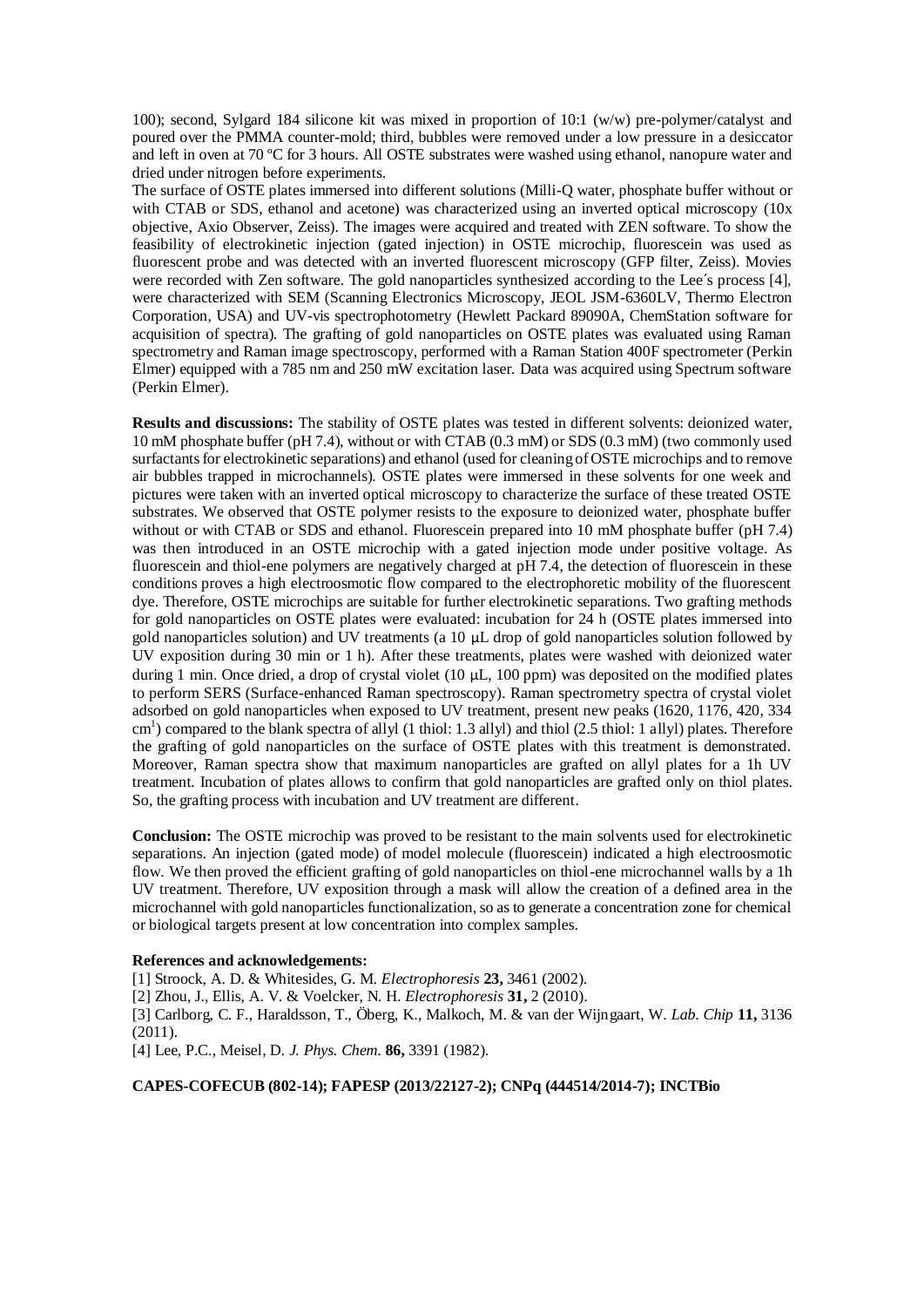100); second, Sylgard 184 silicone kit was mixed in proportion of 10:1 (w/w) pre-polymer/catalyst and poured over the PMMA counter-mold; third, bubbles were removed under a low pressure in a desiccator and left in oven at 70 ºC for 3 hours. All OSTE substrates were washed using ethanol, nanopure water and dried under nitrogen before experiments.

The surface of OSTE plates immersed into different solutions (Milli-Q water, phosphate buffer without or with CTAB or SDS, ethanol and acetone) was characterized using an inverted optical microscopy (10x objective, Axio Observer, Zeiss). The images were acquired and treated with ZEN software. To show the feasibility of electrokinetic injection (gated injection) in OSTE microchip, fluorescein was used as fluorescent probe and was detected with an inverted fluorescent microscopy (GFP filter, Zeiss). Movies were recorded with Zen software. The gold nanoparticles synthesized according to the Lee´s process [4], were characterized with SEM (Scanning Electronics Microscopy, JEOL JSM-6360LV, Thermo Electron Corporation, USA) and UV-vis spectrophotometry (Hewlett Packard 89090A, ChemStation software for acquisition of spectra). The grafting of gold nanoparticles on OSTE plates was evaluated using Raman spectrometry and Raman image spectroscopy, performed with a Raman Station 400F spectrometer (Perkin Elmer) equipped with a 785 nm and 250 mW excitation laser. Data was acquired using Spectrum software (Perkin Elmer).

**Results and discussions:** The stability of OSTE plates was tested in different solvents: deionized water, 10 mM phosphate buffer (pH 7.4), without or with CTAB (0.3 mM) or SDS (0.3 mM) (two commonly used surfactants for electrokinetic separations) and ethanol (used for cleaning of OSTE microchips and to remove air bubbles trapped in microchannels). OSTE plates were immersed in these solvents for one week and pictures were taken with an inverted optical microscopy to characterize the surface of these treated OSTE substrates. We observed that OSTE polymer resists to the exposure to deionized water, phosphate buffer without or with CTAB or SDS and ethanol. Fluorescein prepared into 10 mM phosphate buffer (pH 7.4) was then introduced in an OSTE microchip with a gated injection mode under positive voltage. As fluorescein and thiol-ene polymers are negatively charged at pH 7.4, the detection of fluorescein in these conditions proves a high electroosmotic flow compared to the electrophoretic mobility of the fluorescent dye. Therefore, OSTE microchips are suitable for further electrokinetic separations. Two grafting methods for gold nanoparticles on OSTE plates were evaluated: incubation for 24 h (OSTE plates immersed into gold nanoparticles solution) and UV treatments (a 10 μL drop of gold nanoparticles solution followed by UV exposition during 30 min or 1 h). After these treatments, plates were washed with deionized water during 1 min. Once dried, a drop of crystal violet (10 μL, 100 ppm) was deposited on the modified plates to perform SERS (Surface-enhanced Raman spectroscopy). Raman spectrometry spectra of crystal violet adsorbed on gold nanoparticles when exposed to UV treatment, present new peaks (1620, 1176, 420, 334 $cm^1$) compared to the blank spectra of allyl (1 thiol: 1.3 allyl) and thiol (2.5 thiol: 1 allyl) plates. Therefore the grafting of gold nanoparticles on the surface of OSTE plates with this treatment is demonstrated. Moreover, Raman spectra show that maximum nanoparticles are grafted on allyl plates for a 1h UV treatment. Incubation of plates allows to confirm that gold nanoparticles are grafted only on thiol plates. So, the grafting process with incubation and UV treatment are different.

**Conclusion:** The OSTE microchip was proved to be resistant to the main solvents used for electrokinetic separations. An injection (gated mode) of model molecule (fluorescein) indicated a high electroosmotic flow. We then proved the efficient grafting of gold nanoparticles on thiol-ene microchannel walls by a 1h UV treatment. Therefore, UV exposition through a mask will allow the creation of a defined area in the microchannel with gold nanoparticles functionalization, so as to generate a concentration zone for chemical or biological targets present at low concentration into complex samples.

**References and acknowledgements:**

[1] Stroock, A. D. & Whitesides, G. M. *Electrophoresis* **23,** 3461 (2002).

[2] Zhou, J., Ellis, A. V. & Voelcker, N. H. *Electrophoresis* **31,** 2 (2010).

[3] Carlborg, C. F., Haraldsson, T., Öberg, K., Malkoch, M. & van der Wijngaart, W. *Lab. Chip* **11,** 3136 (2011).

[4] Lee, P.C., Meisel, D. *J. Phys. Chem.* **86,** 3391 (1982).

**CAPES-COFECUB (802-14); FAPESP (2013/22127-2); CNPq (444514/2014-7); INCTBio**